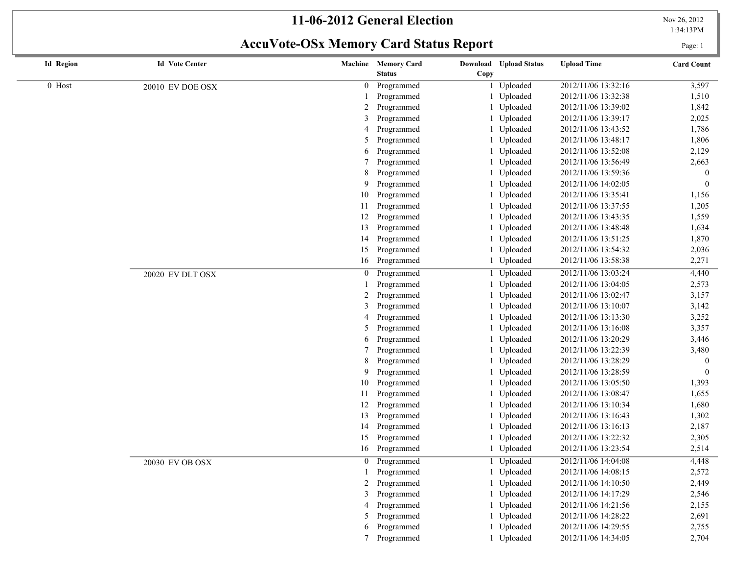# 11-06-2012 General Election

## AccuVote-OSx Memory Card Status Report

Nov 26, 2012
1:34:13PM

| Id | Region | Id | Vote Center | Machine | Memory Card Status | Download Copy | Upload Status | Upload Time | Card Count |
|---|---|---|---|---|---|---|---|---|---|
| 0 | Host | 20010 | EV DOE OSX | 0 | Programmed | 1 | Uploaded | 2012/11/06 13:32:16 | 3,597 |
| | | | | 1 | Programmed | 1 | Uploaded | 2012/11/06 13:32:38 | 1,510 |
| | | | | 2 | Programmed | 1 | Uploaded | 2012/11/06 13:39:02 | 1,842 |
| | | | | 3 | Programmed | 1 | Uploaded | 2012/11/06 13:39:17 | 2,025 |
| | | | | 4 | Programmed | 1 | Uploaded | 2012/11/06 13:43:52 | 1,786 |
| | | | | 5 | Programmed | 1 | Uploaded | 2012/11/06 13:48:17 | 1,806 |
| | | | | 6 | Programmed | 1 | Uploaded | 2012/11/06 13:52:08 | 2,129 |
| | | | | 7 | Programmed | 1 | Uploaded | 2012/11/06 13:56:49 | 2,663 |
| | | | | 8 | Programmed | 1 | Uploaded | 2012/11/06 13:59:36 | 0 |
| | | | | 9 | Programmed | 1 | Uploaded | 2012/11/06 14:02:05 | 0 |
| | | | | 10 | Programmed | 1 | Uploaded | 2012/11/06 13:35:41 | 1,156 |
| | | | | 11 | Programmed | 1 | Uploaded | 2012/11/06 13:37:55 | 1,205 |
| | | | | 12 | Programmed | 1 | Uploaded | 2012/11/06 13:43:35 | 1,559 |
| | | | | 13 | Programmed | 1 | Uploaded | 2012/11/06 13:48:48 | 1,634 |
| | | | | 14 | Programmed | 1 | Uploaded | 2012/11/06 13:51:25 | 1,870 |
| | | | | 15 | Programmed | 1 | Uploaded | 2012/11/06 13:54:32 | 2,036 |
| | | | | 16 | Programmed | 1 | Uploaded | 2012/11/06 13:58:38 | 2,271 |
| | | 20020 | EV DLT OSX | 0 | Programmed | 1 | Uploaded | 2012/11/06 13:03:24 | 4,440 |
| | | | | 1 | Programmed | 1 | Uploaded | 2012/11/06 13:04:05 | 2,573 |
| | | | | 2 | Programmed | 1 | Uploaded | 2012/11/06 13:02:47 | 3,157 |
| | | | | 3 | Programmed | 1 | Uploaded | 2012/11/06 13:10:07 | 3,142 |
| | | | | 4 | Programmed | 1 | Uploaded | 2012/11/06 13:13:30 | 3,252 |
| | | | | 5 | Programmed | 1 | Uploaded | 2012/11/06 13:16:08 | 3,357 |
| | | | | 6 | Programmed | 1 | Uploaded | 2012/11/06 13:20:29 | 3,446 |
| | | | | 7 | Programmed | 1 | Uploaded | 2012/11/06 13:22:39 | 3,480 |
| | | | | 8 | Programmed | 1 | Uploaded | 2012/11/06 13:28:29 | 0 |
| | | | | 9 | Programmed | 1 | Uploaded | 2012/11/06 13:28:59 | 0 |
| | | | | 10 | Programmed | 1 | Uploaded | 2012/11/06 13:05:50 | 1,393 |
| | | | | 11 | Programmed | 1 | Uploaded | 2012/11/06 13:08:47 | 1,655 |
| | | | | 12 | Programmed | 1 | Uploaded | 2012/11/06 13:10:34 | 1,680 |
| | | | | 13 | Programmed | 1 | Uploaded | 2012/11/06 13:16:43 | 1,302 |
| | | | | 14 | Programmed | 1 | Uploaded | 2012/11/06 13:16:13 | 2,187 |
| | | | | 15 | Programmed | 1 | Uploaded | 2012/11/06 13:22:32 | 2,305 |
| | | | | 16 | Programmed | 1 | Uploaded | 2012/11/06 13:23:54 | 2,514 |
| | | 20030 | EV OB OSX | 0 | Programmed | 1 | Uploaded | 2012/11/06 14:04:08 | 4,448 |
| | | | | 1 | Programmed | 1 | Uploaded | 2012/11/06 14:08:15 | 2,572 |
| | | | | 2 | Programmed | 1 | Uploaded | 2012/11/06 14:10:50 | 2,449 |
| | | | | 3 | Programmed | 1 | Uploaded | 2012/11/06 14:17:29 | 2,546 |
| | | | | 4 | Programmed | 1 | Uploaded | 2012/11/06 14:21:56 | 2,155 |
| | | | | 5 | Programmed | 1 | Uploaded | 2012/11/06 14:28:22 | 2,691 |
| | | | | 6 | Programmed | 1 | Uploaded | 2012/11/06 14:29:55 | 2,755 |
| | | | | 7 | Programmed | 1 | Uploaded | 2012/11/06 14:34:05 | 2,704 |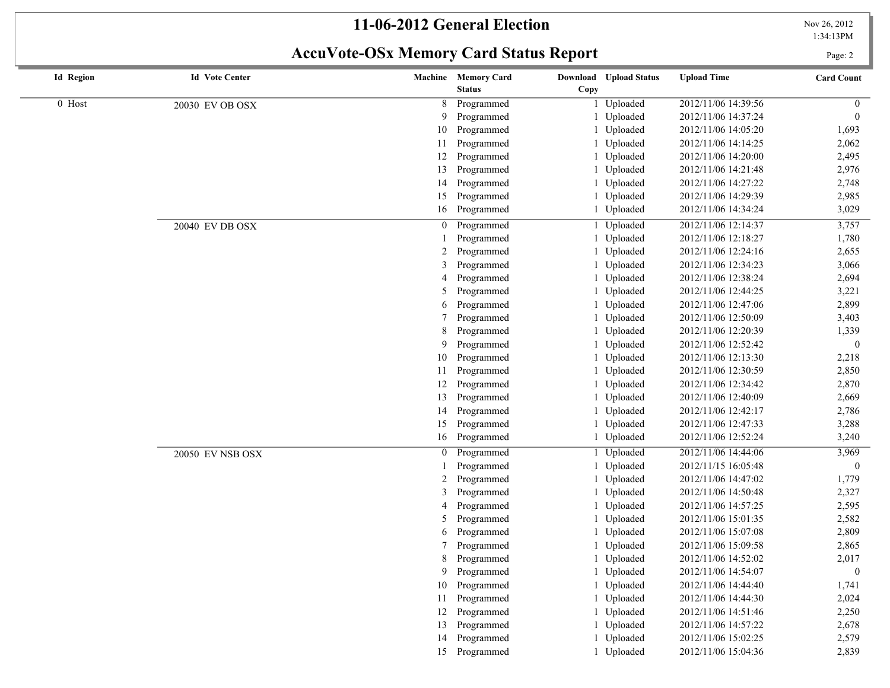# 11-06-2012 General Election

## AccuVote-OSx Memory Card Status Report

Nov 26, 2012
1:34:13PM

| Id Region | Id Vote Center | Machine | Memory Card Status | Download Copy | Upload Status | Upload Time | Card Count |
|---|---|---|---|---|---|---|---|
| 0 Host | 20030 EV OB OSX | 8 | Programmed | 1 | Uploaded | 2012/11/06 14:39:56 | 0 |
| | | 9 | Programmed | 1 | Uploaded | 2012/11/06 14:37:24 | 0 |
| | | 10 | Programmed | 1 | Uploaded | 2012/11/06 14:05:20 | 1,693 |
| | | 11 | Programmed | 1 | Uploaded | 2012/11/06 14:14:25 | 2,062 |
| | | 12 | Programmed | 1 | Uploaded | 2012/11/06 14:20:00 | 2,495 |
| | | 13 | Programmed | 1 | Uploaded | 2012/11/06 14:21:48 | 2,976 |
| | | 14 | Programmed | 1 | Uploaded | 2012/11/06 14:27:22 | 2,748 |
| | | 15 | Programmed | 1 | Uploaded | 2012/11/06 14:29:39 | 2,985 |
| | | 16 | Programmed | 1 | Uploaded | 2012/11/06 14:34:24 | 3,029 |
| | 20040 EV DB OSX | 0 | Programmed | 1 | Uploaded | 2012/11/06 12:14:37 | 3,757 |
| | | 1 | Programmed | 1 | Uploaded | 2012/11/06 12:18:27 | 1,780 |
| | | 2 | Programmed | 1 | Uploaded | 2012/11/06 12:24:16 | 2,655 |
| | | 3 | Programmed | 1 | Uploaded | 2012/11/06 12:34:23 | 3,066 |
| | | 4 | Programmed | 1 | Uploaded | 2012/11/06 12:38:24 | 2,694 |
| | | 5 | Programmed | 1 | Uploaded | 2012/11/06 12:44:25 | 3,221 |
| | | 6 | Programmed | 1 | Uploaded | 2012/11/06 12:47:06 | 2,899 |
| | | 7 | Programmed | 1 | Uploaded | 2012/11/06 12:50:09 | 3,403 |
| | | 8 | Programmed | 1 | Uploaded | 2012/11/06 12:20:39 | 1,339 |
| | | 9 | Programmed | 1 | Uploaded | 2012/11/06 12:52:42 | 0 |
| | | 10 | Programmed | 1 | Uploaded | 2012/11/06 12:13:30 | 2,218 |
| | | 11 | Programmed | 1 | Uploaded | 2012/11/06 12:30:59 | 2,850 |
| | | 12 | Programmed | 1 | Uploaded | 2012/11/06 12:34:42 | 2,870 |
| | | 13 | Programmed | 1 | Uploaded | 2012/11/06 12:40:09 | 2,669 |
| | | 14 | Programmed | 1 | Uploaded | 2012/11/06 12:42:17 | 2,786 |
| | | 15 | Programmed | 1 | Uploaded | 2012/11/06 12:47:33 | 3,288 |
| | | 16 | Programmed | 1 | Uploaded | 2012/11/06 12:52:24 | 3,240 |
| | 20050 EV NSB OSX | 0 | Programmed | 1 | Uploaded | 2012/11/06 14:44:06 | 3,969 |
| | | 1 | Programmed | 1 | Uploaded | 2012/11/15 16:05:48 | 0 |
| | | 2 | Programmed | 1 | Uploaded | 2012/11/06 14:47:02 | 1,779 |
| | | 3 | Programmed | 1 | Uploaded | 2012/11/06 14:50:48 | 2,327 |
| | | 4 | Programmed | 1 | Uploaded | 2012/11/06 14:57:25 | 2,595 |
| | | 5 | Programmed | 1 | Uploaded | 2012/11/06 15:01:35 | 2,582 |
| | | 6 | Programmed | 1 | Uploaded | 2012/11/06 15:07:08 | 2,809 |
| | | 7 | Programmed | 1 | Uploaded | 2012/11/06 15:09:58 | 2,865 |
| | | 8 | Programmed | 1 | Uploaded | 2012/11/06 14:52:02 | 2,017 |
| | | 9 | Programmed | 1 | Uploaded | 2012/11/06 14:54:07 | 0 |
| | | 10 | Programmed | 1 | Uploaded | 2012/11/06 14:44:40 | 1,741 |
| | | 11 | Programmed | 1 | Uploaded | 2012/11/06 14:44:30 | 2,024 |
| | | 12 | Programmed | 1 | Uploaded | 2012/11/06 14:51:46 | 2,250 |
| | | 13 | Programmed | 1 | Uploaded | 2012/11/06 14:57:22 | 2,678 |
| | | 14 | Programmed | 1 | Uploaded | 2012/11/06 15:02:25 | 2,579 |
| | | 15 | Programmed | 1 | Uploaded | 2012/11/06 15:04:36 | 2,839 |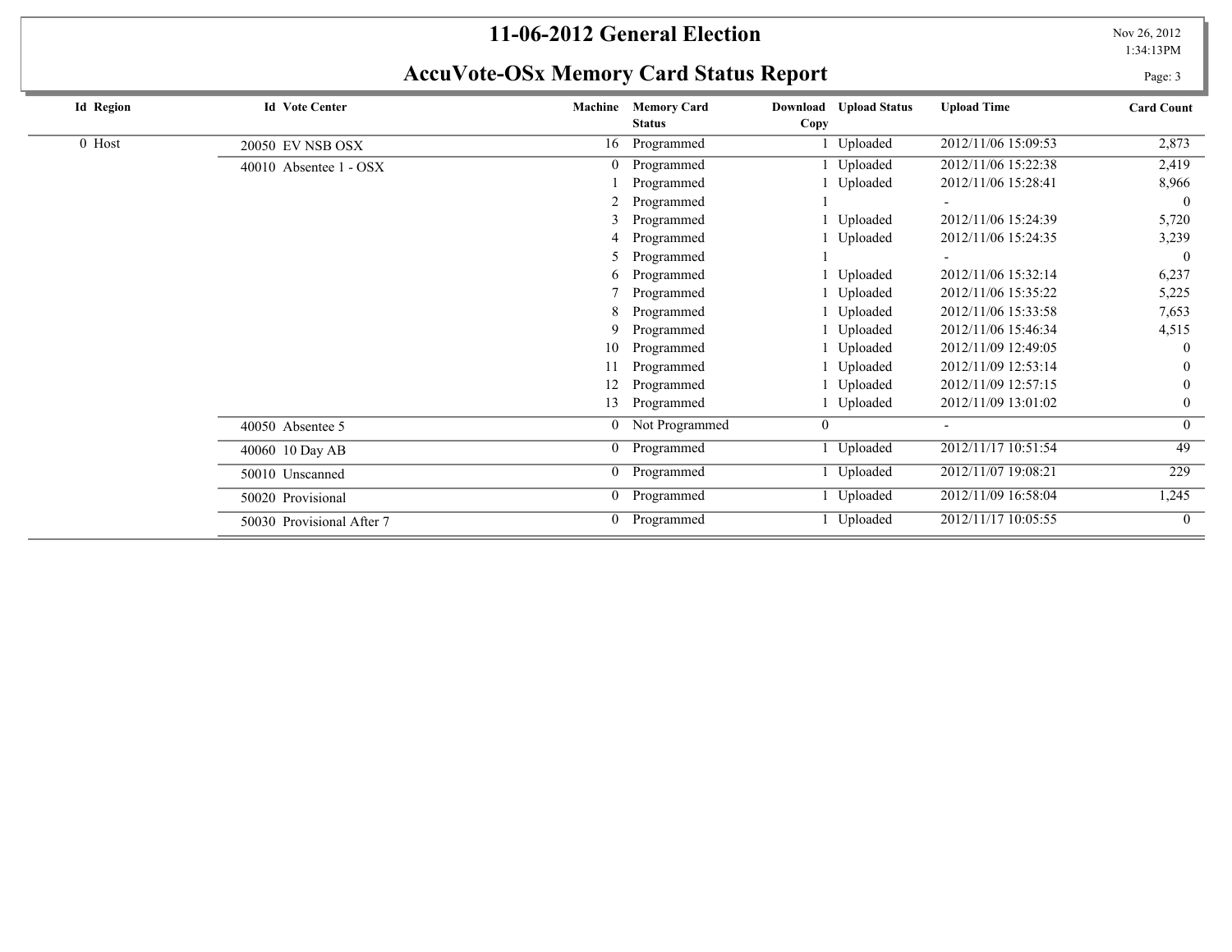# 11-06-2012 General Election

## AccuVote-OSx Memory Card Status Report

| Id | Region | Id | Vote Center | Machine | Memory Card Status | Download Copy | Upload Status | Upload Time | Card Count |
|---|---|---|---|---|---|---|---|---|---|
| 0 | Host | 20050 | EV NSB OSX | 16 | Programmed | 1 | Uploaded | 2012/11/06 15:09:53 | 2,873 |
| | | 40010 | Absentee 1 - OSX | 0 | Programmed | 1 | Uploaded | 2012/11/06 15:22:38 | 2,419 |
| | | | | 1 | Programmed | 1 | Uploaded | 2012/11/06 15:28:41 | 8,966 |
| | | | | 2 | Programmed | 1 | | - | 0 |
| | | | | 3 | Programmed | 1 | Uploaded | 2012/11/06 15:24:39 | 5,720 |
| | | | | 4 | Programmed | 1 | Uploaded | 2012/11/06 15:24:35 | 3,239 |
| | | | | 5 | Programmed | 1 | | - | 0 |
| | | | | 6 | Programmed | 1 | Uploaded | 2012/11/06 15:32:14 | 6,237 |
| | | | | 7 | Programmed | 1 | Uploaded | 2012/11/06 15:35:22 | 5,225 |
| | | | | 8 | Programmed | 1 | Uploaded | 2012/11/06 15:33:58 | 7,653 |
| | | | | 9 | Programmed | 1 | Uploaded | 2012/11/06 15:46:34 | 4,515 |
| | | | | 10 | Programmed | 1 | Uploaded | 2012/11/09 12:49:05 | 0 |
| | | | | 11 | Programmed | 1 | Uploaded | 2012/11/09 12:53:14 | 0 |
| | | | | 12 | Programmed | 1 | Uploaded | 2012/11/09 12:57:15 | 0 |
| | | | | 13 | Programmed | 1 | Uploaded | 2012/11/09 13:01:02 | 0 |
| | | 40050 | Absentee 5 | 0 | Not Programmed | 0 | | - | 0 |
| | | 40060 | 10 Day AB | 0 | Programmed | 1 | Uploaded | 2012/11/17 10:51:54 | 49 |
| | | 50010 | Unscanned | 0 | Programmed | 1 | Uploaded | 2012/11/07 19:08:21 | 229 |
| | | 50020 | Provisional | 0 | Programmed | 1 | Uploaded | 2012/11/09 16:58:04 | 1,245 |
| | | 50030 | Provisional After 7 | 0 | Programmed | 1 | Uploaded | 2012/11/17 10:05:55 | 0 |